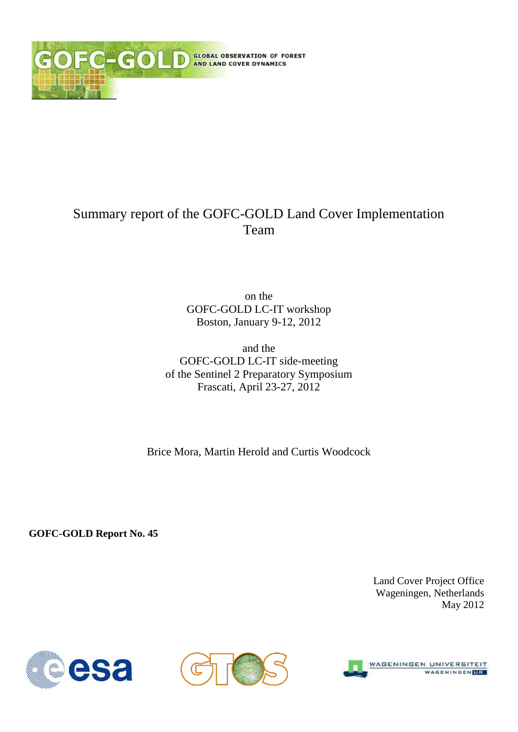# Summary report of the GOFC-GOLD Land Cover Implementation Team

on the
GOFC-GOLD LC-IT workshop
Boston, January 9-12, 2012

and the
GOFC-GOLD LC-IT side-meeting
of the Sentinel 2 Preparatory Symposium
Frascati, April 23-27, 2012

Brice Mora, Martin Herold and Curtis Woodcock

**GOFC-GOLD Report No. 45**

Land Cover Project Office
Wageningen, Netherlands
May 2012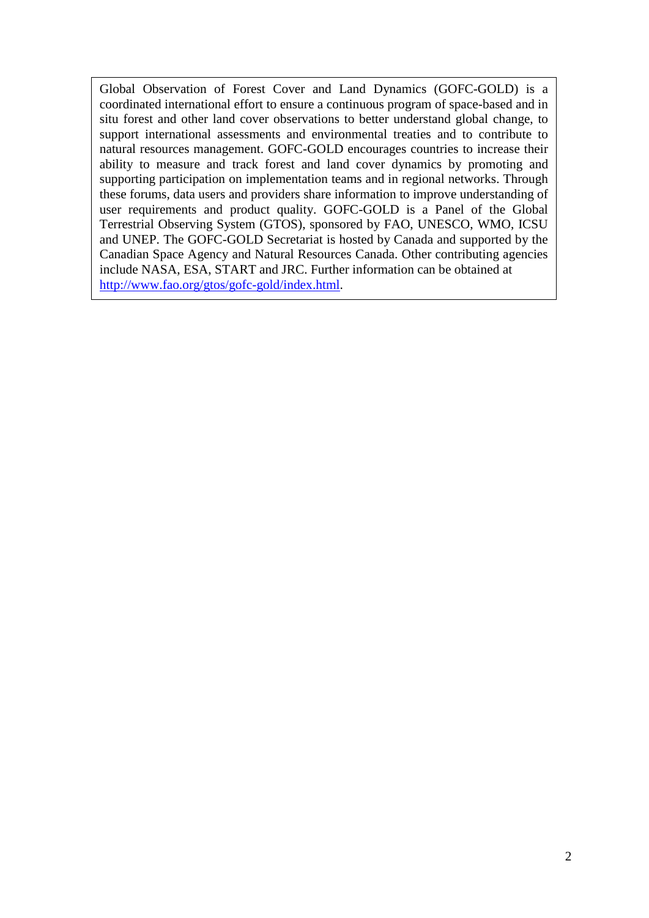Global Observation of Forest Cover and Land Dynamics (GOFC-GOLD) is a coordinated international effort to ensure a continuous program of space-based and in situ forest and other land cover observations to better understand global change, to support international assessments and environmental treaties and to contribute to natural resources management. GOFC-GOLD encourages countries to increase their ability to measure and track forest and land cover dynamics by promoting and supporting participation on implementation teams and in regional networks. Through these forums, data users and providers share information to improve understanding of user requirements and product quality. GOFC-GOLD is a Panel of the Global Terrestrial Observing System (GTOS), sponsored by FAO, UNESCO, WMO, ICSU and UNEP. The GOFC-GOLD Secretariat is hosted by Canada and supported by the Canadian Space Agency and Natural Resources Canada. Other contributing agencies include NASA, ESA, START and JRC. Further information can be obtained at http://www.fao.org/gtos/gofc-gold/index.html.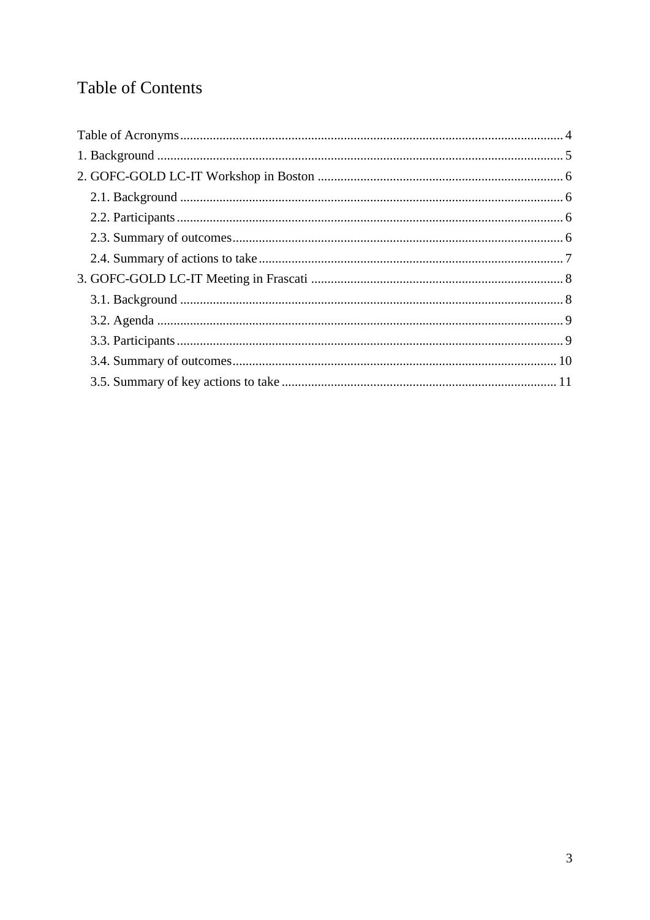# Table of Contents

Table of Acronyms ........................................................................................................ 4
1. Background ............................................................................................................. 5
2. GOFC-GOLD LC-IT Workshop in Boston ............................................................. 6
   2.1. Background ....................................................................................................... 6
   2.2. Participants ........................................................................................................ 6
   2.3. Summary of outcomes ........................................................................................ 6
   2.4. Summary of actions to take ................................................................................ 7
3. GOFC-GOLD LC-IT Meeting in Frascati ............................................................... 8
   3.1. Background ....................................................................................................... 8
   3.2. Agenda .............................................................................................................. 9
   3.3. Participants ........................................................................................................ 9
   3.4. Summary of outcomes ...................................................................................... 10
   3.5. Summary of key actions to take ....................................................................... 11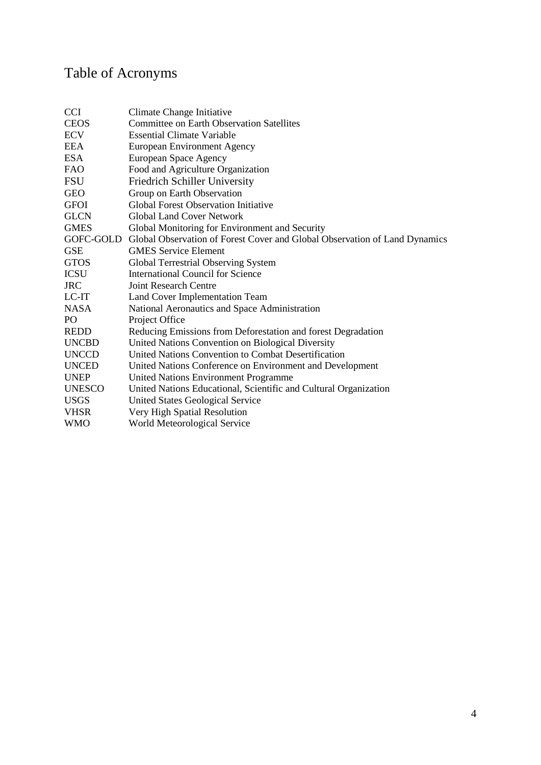# Table of Acronyms

| | |
|---|---|
| CCI | Climate Change Initiative |
| CEOS | Committee on Earth Observation Satellites |
| ECV | Essential Climate Variable |
| EEA | European Environment Agency |
| ESA | European Space Agency |
| FAO | Food and Agriculture Organization |
| FSU | Friedrich Schiller University |
| GEO | Group on Earth Observation |
| GFOI | Global Forest Observation Initiative |
| GLCN | Global Land Cover Network |
| GMES | Global Monitoring for Environment and Security |
| GOFC-GOLD | Global Observation of Forest Cover and Global Observation of Land Dynamics |
| GSE | GMES Service Element |
| GTOS | Global Terrestrial Observing System |
| ICSU | International Council for Science |
| JRC | Joint Research Centre |
| LC-IT | Land Cover Implementation Team |
| NASA | National Aeronautics and Space Administration |
| PO | Project Office |
| REDD | Reducing Emissions from Deforestation and forest Degradation |
| UNCBD | United Nations Convention on Biological Diversity |
| UNCCD | United Nations Convention to Combat Desertification |
| UNCED | United Nations Conference on Environment and Development |
| UNEP | United Nations Environment Programme |
| UNESCO | United Nations Educational, Scientific and Cultural Organization |
| USGS | United States Geological Service |
| VHSR | Very High Spatial Resolution |
| WMO | World Meteorological Service |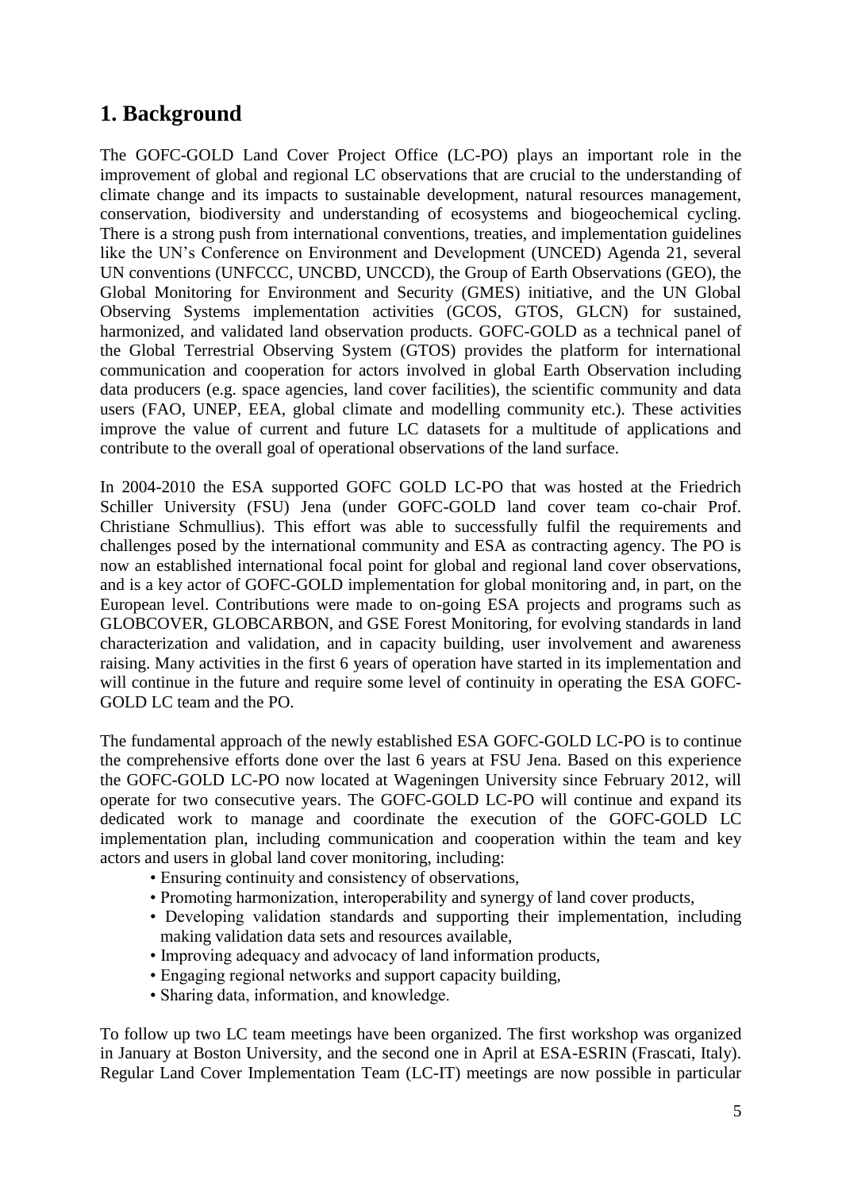## 1. Background

The GOFC-GOLD Land Cover Project Office (LC-PO) plays an important role in the improvement of global and regional LC observations that are crucial to the understanding of climate change and its impacts to sustainable development, natural resources management, conservation, biodiversity and understanding of ecosystems and biogeochemical cycling. There is a strong push from international conventions, treaties, and implementation guidelines like the UN's Conference on Environment and Development (UNCED) Agenda 21, several UN conventions (UNFCCC, UNCBD, UNCCD), the Group of Earth Observations (GEO), the Global Monitoring for Environment and Security (GMES) initiative, and the UN Global Observing Systems implementation activities (GCOS, GTOS, GLCN) for sustained, harmonized, and validated land observation products. GOFC-GOLD as a technical panel of the Global Terrestrial Observing System (GTOS) provides the platform for international communication and cooperation for actors involved in global Earth Observation including data producers (e.g. space agencies, land cover facilities), the scientific community and data users (FAO, UNEP, EEA, global climate and modelling community etc.). These activities improve the value of current and future LC datasets for a multitude of applications and contribute to the overall goal of operational observations of the land surface.

In 2004-2010 the ESA supported GOFC GOLD LC-PO that was hosted at the Friedrich Schiller University (FSU) Jena (under GOFC-GOLD land cover team co-chair Prof. Christiane Schmullius). This effort was able to successfully fulfil the requirements and challenges posed by the international community and ESA as contracting agency. The PO is now an established international focal point for global and regional land cover observations, and is a key actor of GOFC-GOLD implementation for global monitoring and, in part, on the European level. Contributions were made to on-going ESA projects and programs such as GLOBCOVER, GLOBCARBON, and GSE Forest Monitoring, for evolving standards in land characterization and validation, and in capacity building, user involvement and awareness raising. Many activities in the first 6 years of operation have started in its implementation and will continue in the future and require some level of continuity in operating the ESA GOFC-GOLD LC team and the PO.

The fundamental approach of the newly established ESA GOFC-GOLD LC-PO is to continue the comprehensive efforts done over the last 6 years at FSU Jena. Based on this experience the GOFC-GOLD LC-PO now located at Wageningen University since February 2012, will operate for two consecutive years. The GOFC-GOLD LC-PO will continue and expand its dedicated work to manage and coordinate the execution of the GOFC-GOLD LC implementation plan, including communication and cooperation within the team and key actors and users in global land cover monitoring, including:

- Ensuring continuity and consistency of observations,
- Promoting harmonization, interoperability and synergy of land cover products,
- Developing validation standards and supporting their implementation, including making validation data sets and resources available,
- Improving adequacy and advocacy of land information products,
- Engaging regional networks and support capacity building,
- Sharing data, information, and knowledge.

To follow up two LC team meetings have been organized. The first workshop was organized in January at Boston University, and the second one in April at ESA-ESRIN (Frascati, Italy). Regular Land Cover Implementation Team (LC-IT) meetings are now possible in particular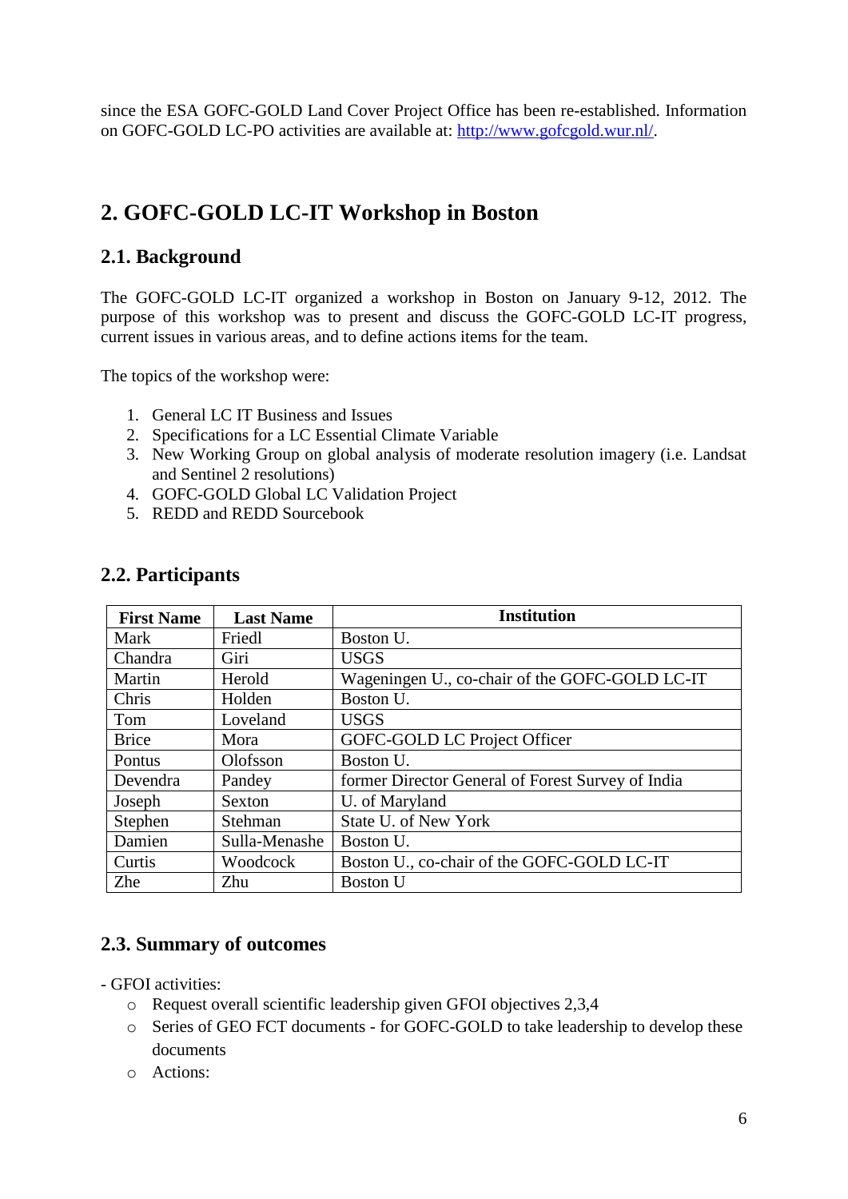since the ESA GOFC-GOLD Land Cover Project Office has been re-established. Information on GOFC-GOLD LC-PO activities are available at: http://www.gofcgold.wur.nl/.

# 2. GOFC-GOLD LC-IT Workshop in Boston

## 2.1. Background

The GOFC-GOLD LC-IT organized a workshop in Boston on January 9-12, 2012. The purpose of this workshop was to present and discuss the GOFC-GOLD LC-IT progress, current issues in various areas, and to define actions items for the team.

The topics of the workshop were:

1. General LC IT Business and Issues
2. Specifications for a LC Essential Climate Variable
3. New Working Group on global analysis of moderate resolution imagery (i.e. Landsat and Sentinel 2 resolutions)
4. GOFC-GOLD Global LC Validation Project
5. REDD and REDD Sourcebook

## 2.2. Participants

| First Name | Last Name | Institution |
|---|---|---|
| Mark | Friedl | Boston U. |
| Chandra | Giri | USGS |
| Martin | Herold | Wageningen U., co-chair of the GOFC-GOLD LC-IT |
| Chris | Holden | Boston U. |
| Tom | Loveland | USGS |
| Brice | Mora | GOFC-GOLD LC Project Officer |
| Pontus | Olofsson | Boston U. |
| Devendra | Pandey | former Director General of Forest Survey of India |
| Joseph | Sexton | U. of Maryland |
| Stephen | Stehman | State U. of New York |
| Damien | Sulla-Menashe | Boston U. |
| Curtis | Woodcock | Boston U., co-chair of the GOFC-GOLD LC-IT |
| Zhe | Zhu | Boston U |

## 2.3. Summary of outcomes

- GFOI activities:
  - Request overall scientific leadership given GFOI objectives 2,3,4
  - Series of GEO FCT documents - for GOFC-GOLD to take leadership to develop these documents
  - Actions: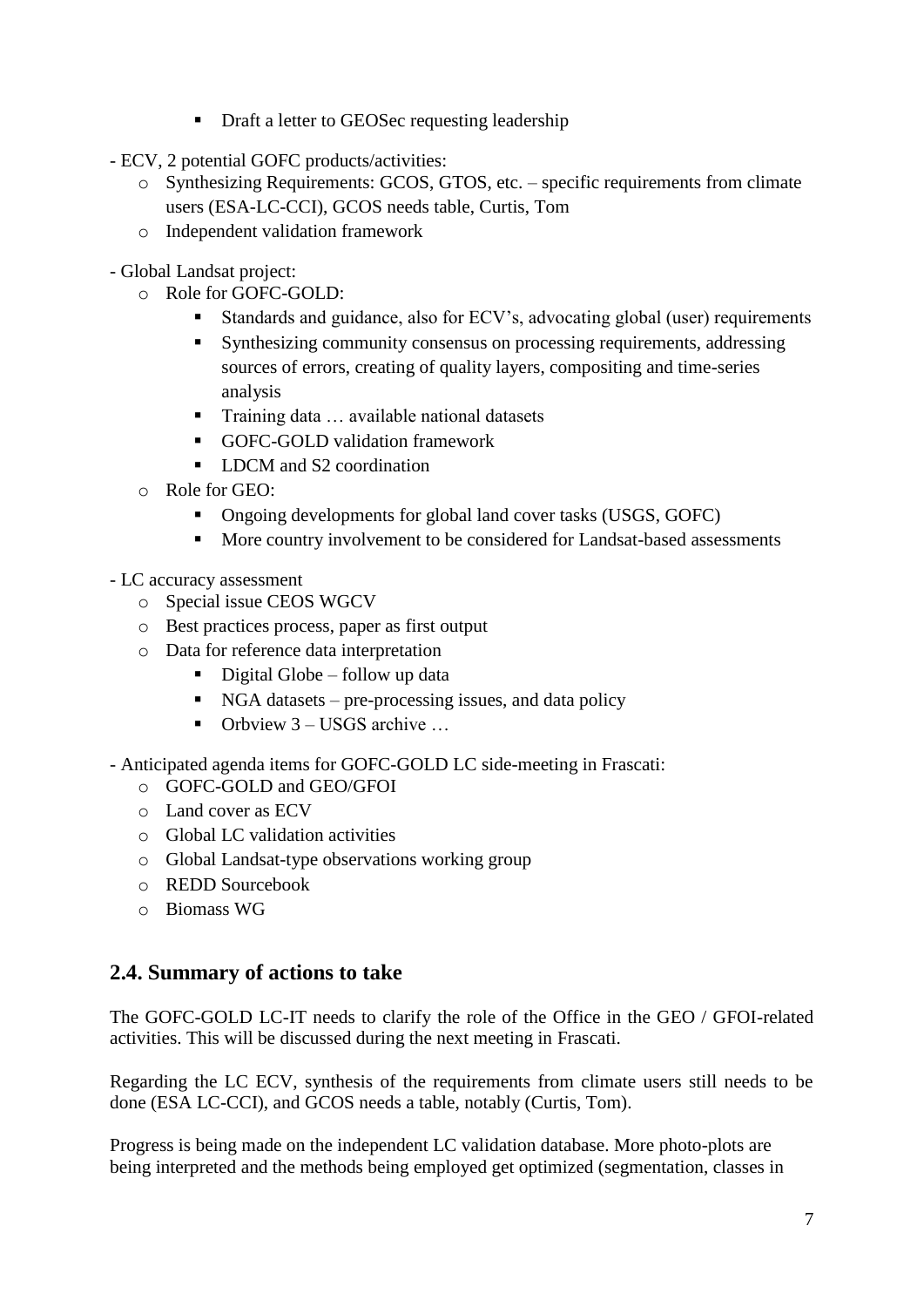- Draft a letter to GEOSec requesting leadership

- ECV, 2 potential GOFC products/activities:
  - Synthesizing Requirements: GCOS, GTOS, etc. – specific requirements from climate users (ESA-LC-CCI), GCOS needs table, Curtis, Tom
  - Independent validation framework

- Global Landsat project:
  - Role for GOFC-GOLD:
    - Standards and guidance, also for ECV's, advocating global (user) requirements
    - Synthesizing community consensus on processing requirements, addressing sources of errors, creating of quality layers, compositing and time-series analysis
    - Training data … available national datasets
    - GOFC-GOLD validation framework
    - LDCM and S2 coordination
  - Role for GEO:
    - Ongoing developments for global land cover tasks (USGS, GOFC)
    - More country involvement to be considered for Landsat-based assessments

- LC accuracy assessment
  - Special issue CEOS WGCV
  - Best practices process, paper as first output
  - Data for reference data interpretation
    - Digital Globe – follow up data
    - NGA datasets – pre-processing issues, and data policy
    - Orbview 3 – USGS archive …

- Anticipated agenda items for GOFC-GOLD LC side-meeting in Frascati:
  - GOFC-GOLD and GEO/GFOI
  - Land cover as ECV
  - Global LC validation activities
  - Global Landsat-type observations working group
  - REDD Sourcebook
  - Biomass WG

## 2.4. Summary of actions to take

The GOFC-GOLD LC-IT needs to clarify the role of the Office in the GEO / GFOI-related activities. This will be discussed during the next meeting in Frascati.

Regarding the LC ECV, synthesis of the requirements from climate users still needs to be done (ESA LC-CCI), and GCOS needs a table, notably (Curtis, Tom).

Progress is being made on the independent LC validation database. More photo-plots are being interpreted and the methods being employed get optimized (segmentation, classes in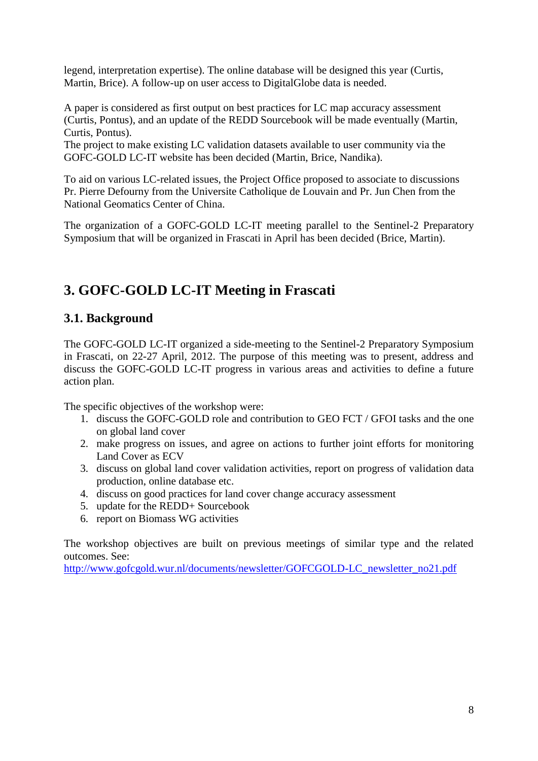legend, interpretation expertise). The online database will be designed this year (Curtis, Martin, Brice). A follow-up on user access to DigitalGlobe data is needed.

A paper is considered as first output on best practices for LC map accuracy assessment (Curtis, Pontus), and an update of the REDD Sourcebook will be made eventually (Martin, Curtis, Pontus).
The project to make existing LC validation datasets available to user community via the GOFC-GOLD LC-IT website has been decided (Martin, Brice, Nandika).

To aid on various LC-related issues, the Project Office proposed to associate to discussions Pr. Pierre Defourny from the Universite Catholique de Louvain and Pr. Jun Chen from the National Geomatics Center of China.

The organization of a GOFC-GOLD LC-IT meeting parallel to the Sentinel-2 Preparatory Symposium that will be organized in Frascati in April has been decided (Brice, Martin).

# 3. GOFC-GOLD LC-IT Meeting in Frascati

## 3.1. Background

The GOFC-GOLD LC-IT organized a side-meeting to the Sentinel-2 Preparatory Symposium in Frascati, on 22-27 April, 2012. The purpose of this meeting was to present, address and discuss the GOFC-GOLD LC-IT progress in various areas and activities to define a future action plan.

The specific objectives of the workshop were:

1. discuss the GOFC-GOLD role and contribution to GEO FCT / GFOI tasks and the one on global land cover
2. make progress on issues, and agree on actions to further joint efforts for monitoring Land Cover as ECV
3. discuss on global land cover validation activities, report on progress of validation data production, online database etc.
4. discuss on good practices for land cover change accuracy assessment
5. update for the REDD+ Sourcebook
6. report on Biomass WG activities

The workshop objectives are built on previous meetings of similar type and the related outcomes. See:
http://www.gofcgold.wur.nl/documents/newsletter/GOFCGOLD-LC_newsletter_no21.pdf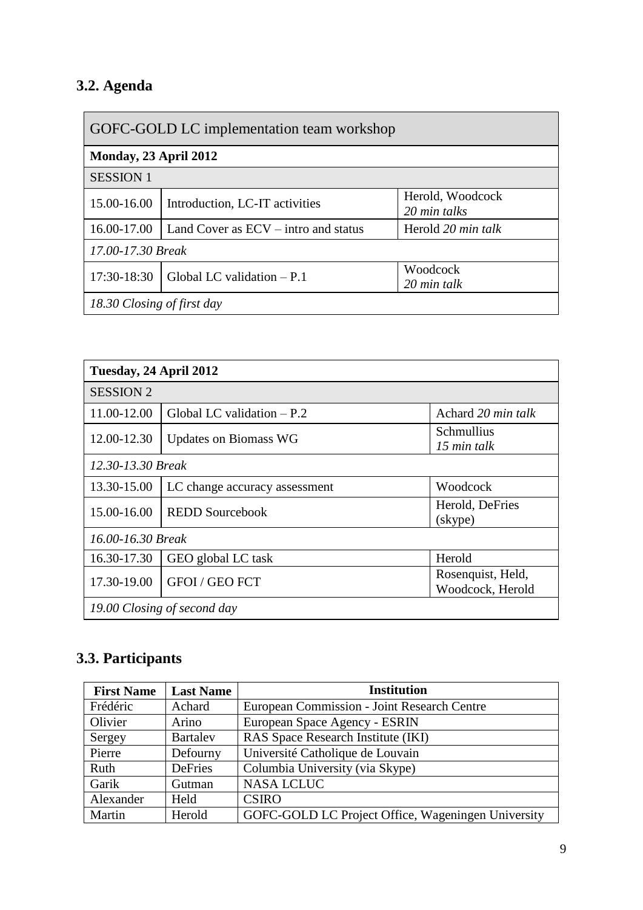## 3.2. Agenda

| GOFC-GOLD LC implementation team workshop | | |
|---|---|---|
| **Monday, 23 April 2012** | | |
| SESSION 1 | | |
| 15.00-16.00 | Introduction, LC-IT activities | Herold, Woodcock *20 min talks* |
| 16.00-17.00 | Land Cover as ECV – intro and status | Herold *20 min talk* |
| *17.00-17.30 Break* | | |
| 17:30-18:30 | Global LC validation – P.1 | Woodcock *20 min talk* |
| *18.30 Closing of first day* | | |

| Tuesday, 24 April 2012 | | |
|---|---|---|
| SESSION 2 | | |
| 11.00-12.00 | Global LC validation – P.2 | Achard *20 min talk* |
| 12.00-12.30 | Updates on Biomass WG | Schmullius *15 min talk* |
| *12.30-13.30 Break* | | |
| 13.30-15.00 | LC change accuracy assessment | Woodcock |
| 15.00-16.00 | REDD Sourcebook | Herold, DeFries (skype) |
| *16.00-16.30 Break* | | |
| 16.30-17.30 | GEO global LC task | Herold |
| 17.30-19.00 | GFOI / GEO FCT | Rosenquist, Held, Woodcock, Herold |
| *19.00 Closing of second day* | | |

## 3.3. Participants

| First Name | Last Name | Institution |
|---|---|---|
| Frédéric | Achard | European Commission - Joint Research Centre |
| Olivier | Arino | European Space Agency - ESRIN |
| Sergey | Bartalev | RAS Space Research Institute (IKI) |
| Pierre | Defourny | Université Catholique de Louvain |
| Ruth | DeFries | Columbia University (via Skype) |
| Garik | Gutman | NASA LCLUC |
| Alexander | Held | CSIRO |
| Martin | Herold | GOFC-GOLD LC Project Office, Wageningen University |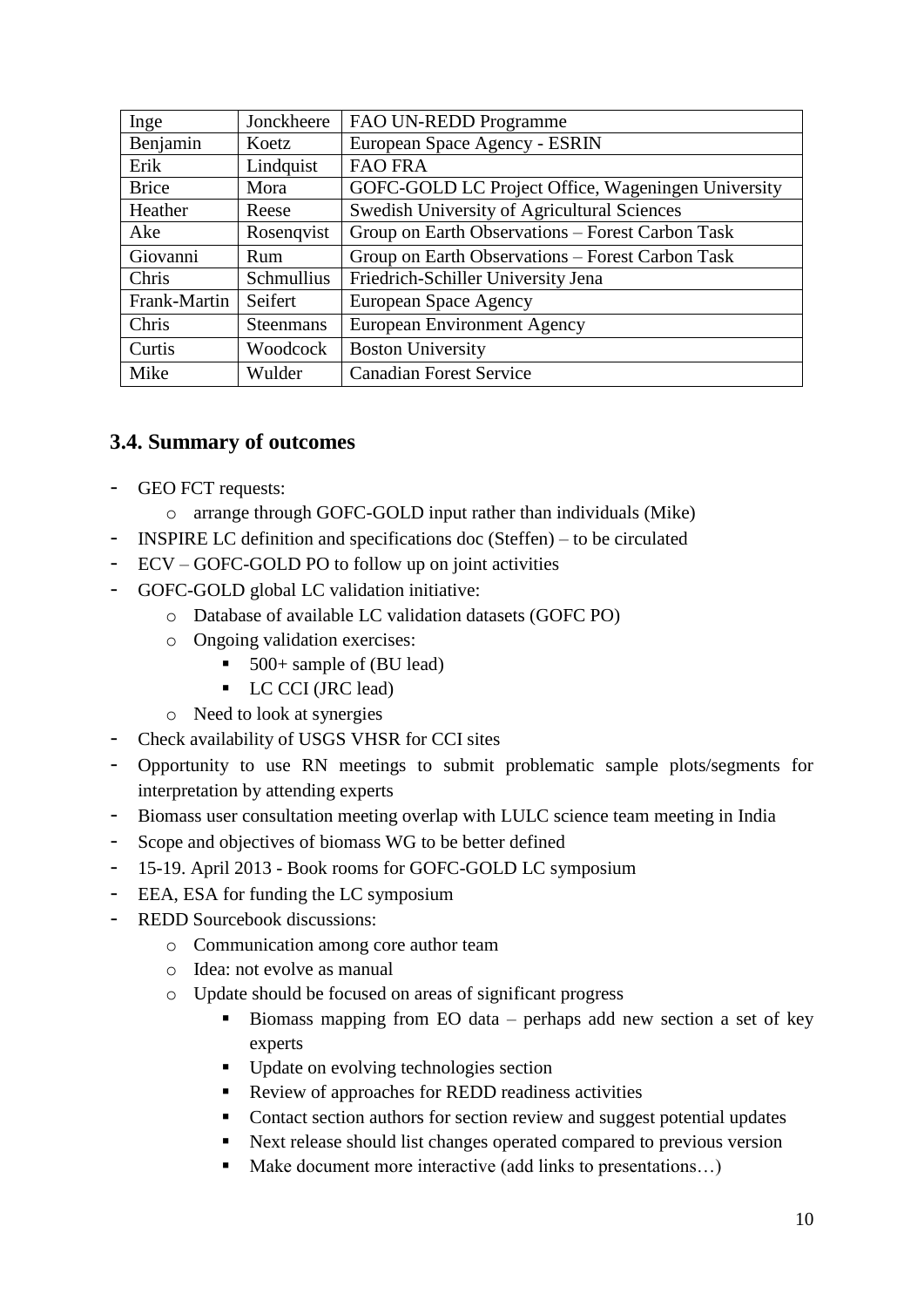| Inge | Jonckheere | FAO UN-REDD Programme |
|---|---|---|
| Benjamin | Koetz | European Space Agency - ESRIN |
| Erik | Lindquist | FAO FRA |
| Brice | Mora | GOFC-GOLD LC Project Office, Wageningen University |
| Heather | Reese | Swedish University of Agricultural Sciences |
| Ake | Rosenqvist | Group on Earth Observations – Forest Carbon Task |
| Giovanni | Rum | Group on Earth Observations – Forest Carbon Task |
| Chris | Schmullius | Friedrich-Schiller University Jena |
| Frank-Martin | Seifert | European Space Agency |
| Chris | Steenmans | European Environment Agency |
| Curtis | Woodcock | Boston University |
| Mike | Wulder | Canadian Forest Service |

### 3.4. Summary of outcomes

- GEO FCT requests:
  - arrange through GOFC-GOLD input rather than individuals (Mike)
- INSPIRE LC definition and specifications doc (Steffen) – to be circulated
- ECV – GOFC-GOLD PO to follow up on joint activities
- GOFC-GOLD global LC validation initiative:
  - Database of available LC validation datasets (GOFC PO)
  - Ongoing validation exercises:
    - 500+ sample of (BU lead)
    - LC CCI (JRC lead)
  - Need to look at synergies
- Check availability of USGS VHSR for CCI sites
- Opportunity to use RN meetings to submit problematic sample plots/segments for interpretation by attending experts
- Biomass user consultation meeting overlap with LULC science team meeting in India
- Scope and objectives of biomass WG to be better defined
- 15-19. April 2013 - Book rooms for GOFC-GOLD LC symposium
- EEA, ESA for funding the LC symposium
- REDD Sourcebook discussions:
  - Communication among core author team
  - Idea: not evolve as manual
  - Update should be focused on areas of significant progress
    - Biomass mapping from EO data – perhaps add new section a set of key experts
    - Update on evolving technologies section
    - Review of approaches for REDD readiness activities
    - Contact section authors for section review and suggest potential updates
    - Next release should list changes operated compared to previous version
    - Make document more interactive (add links to presentations…)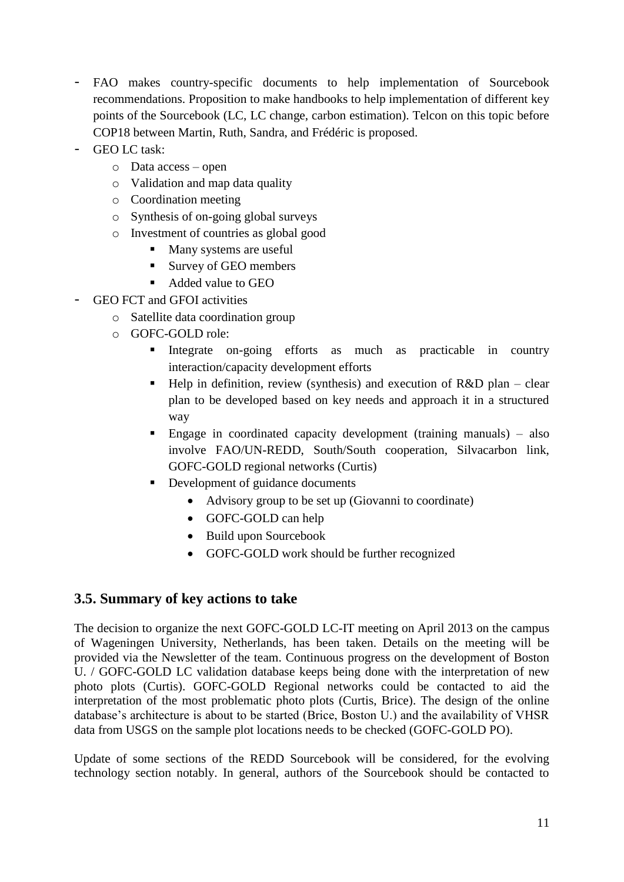- FAO makes country-specific documents to help implementation of Sourcebook recommendations. Proposition to make handbooks to help implementation of different key points of the Sourcebook (LC, LC change, carbon estimation). Telcon on this topic before COP18 between Martin, Ruth, Sandra, and Frédéric is proposed.
- GEO LC task:
  - Data access – open
  - Validation and map data quality
  - Coordination meeting
  - Synthesis of on-going global surveys
  - Investment of countries as global good
    - Many systems are useful
    - Survey of GEO members
    - Added value to GEO
- GEO FCT and GFOI activities
  - Satellite data coordination group
  - GOFC-GOLD role:
    - Integrate on-going efforts as much as practicable in country interaction/capacity development efforts
    - Help in definition, review (synthesis) and execution of R&D plan – clear plan to be developed based on key needs and approach it in a structured way
    - Engage in coordinated capacity development (training manuals) – also involve FAO/UN-REDD, South/South cooperation, Silvacarbon link, GOFC-GOLD regional networks (Curtis)
    - Development of guidance documents
      - Advisory group to be set up (Giovanni to coordinate)
      - GOFC-GOLD can help
      - Build upon Sourcebook
      - GOFC-GOLD work should be further recognized

## 3.5. Summary of key actions to take

The decision to organize the next GOFC-GOLD LC-IT meeting on April 2013 on the campus of Wageningen University, Netherlands, has been taken. Details on the meeting will be provided via the Newsletter of the team. Continuous progress on the development of Boston U. / GOFC-GOLD LC validation database keeps being done with the interpretation of new photo plots (Curtis). GOFC-GOLD Regional networks could be contacted to aid the interpretation of the most problematic photo plots (Curtis, Brice). The design of the online database's architecture is about to be started (Brice, Boston U.) and the availability of VHSR data from USGS on the sample plot locations needs to be checked (GOFC-GOLD PO).

Update of some sections of the REDD Sourcebook will be considered, for the evolving technology section notably. In general, authors of the Sourcebook should be contacted to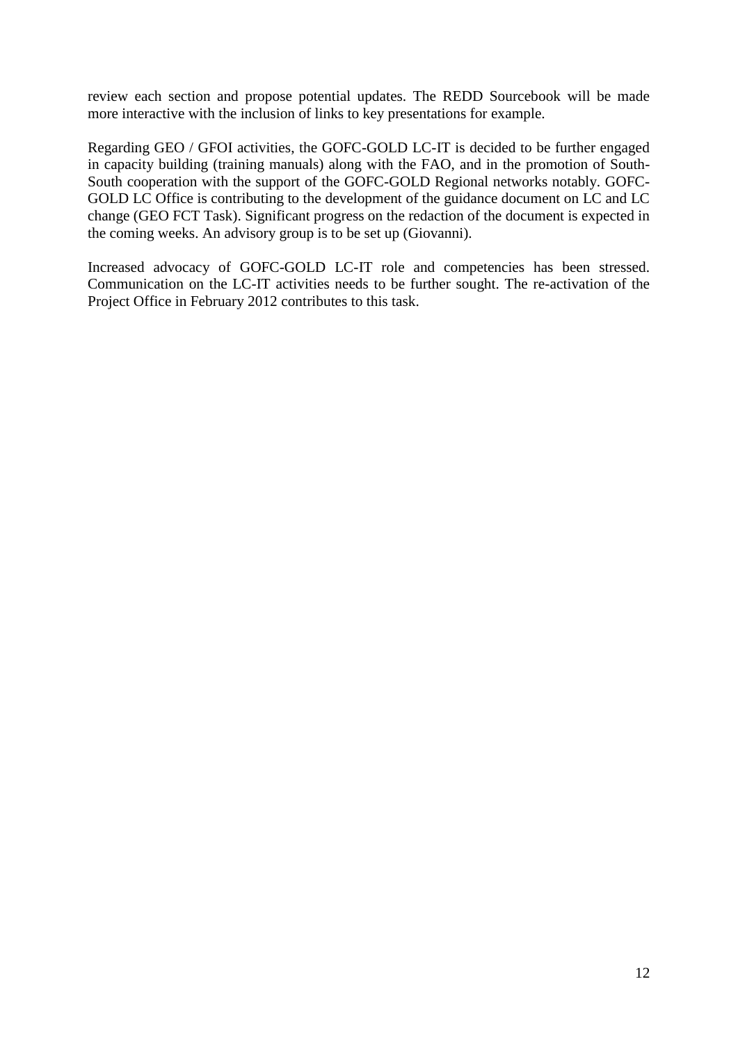review each section and propose potential updates. The REDD Sourcebook will be made more interactive with the inclusion of links to key presentations for example.

Regarding GEO / GFOI activities, the GOFC-GOLD LC-IT is decided to be further engaged in capacity building (training manuals) along with the FAO, and in the promotion of South-South cooperation with the support of the GOFC-GOLD Regional networks notably. GOFC-GOLD LC Office is contributing to the development of the guidance document on LC and LC change (GEO FCT Task). Significant progress on the redaction of the document is expected in the coming weeks. An advisory group is to be set up (Giovanni).

Increased advocacy of GOFC-GOLD LC-IT role and competencies has been stressed. Communication on the LC-IT activities needs to be further sought. The re-activation of the Project Office in February 2012 contributes to this task.